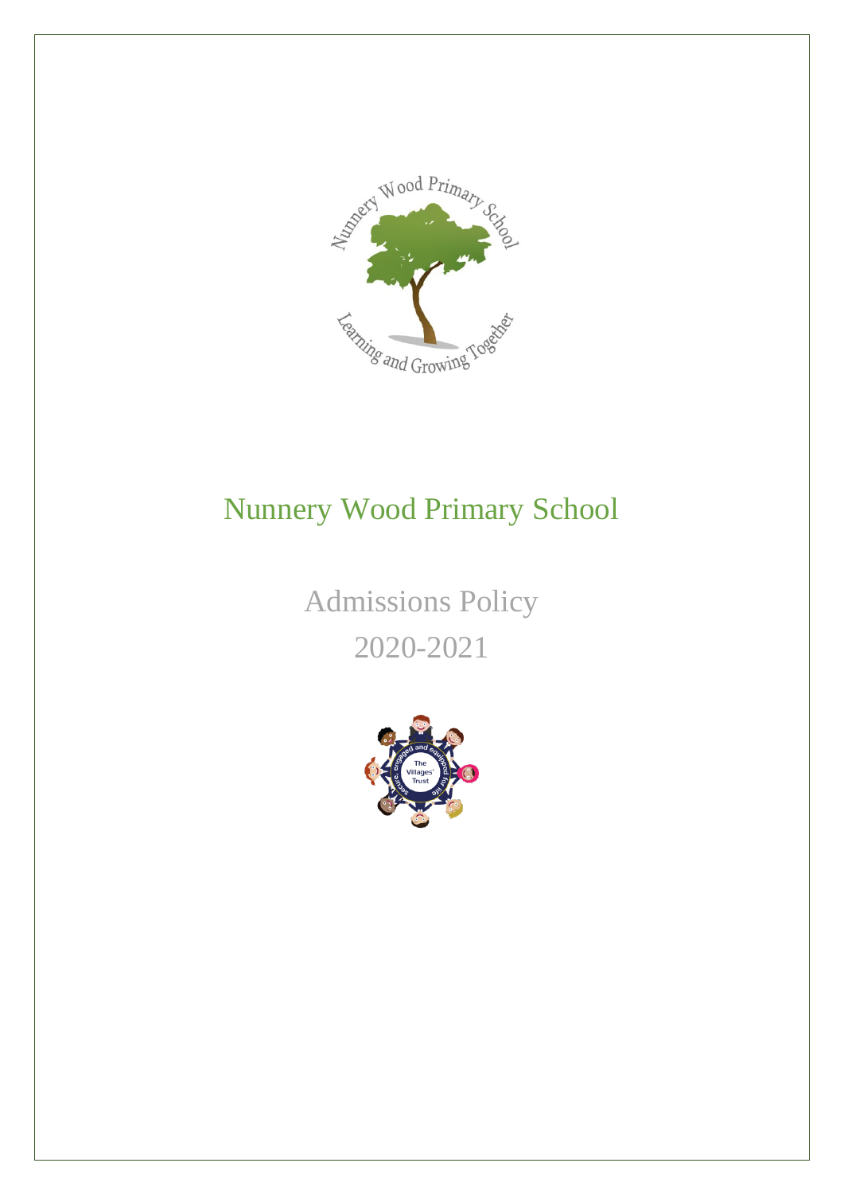# Nunnery Wood Primary School

## Admissions Policy

## 2020-2021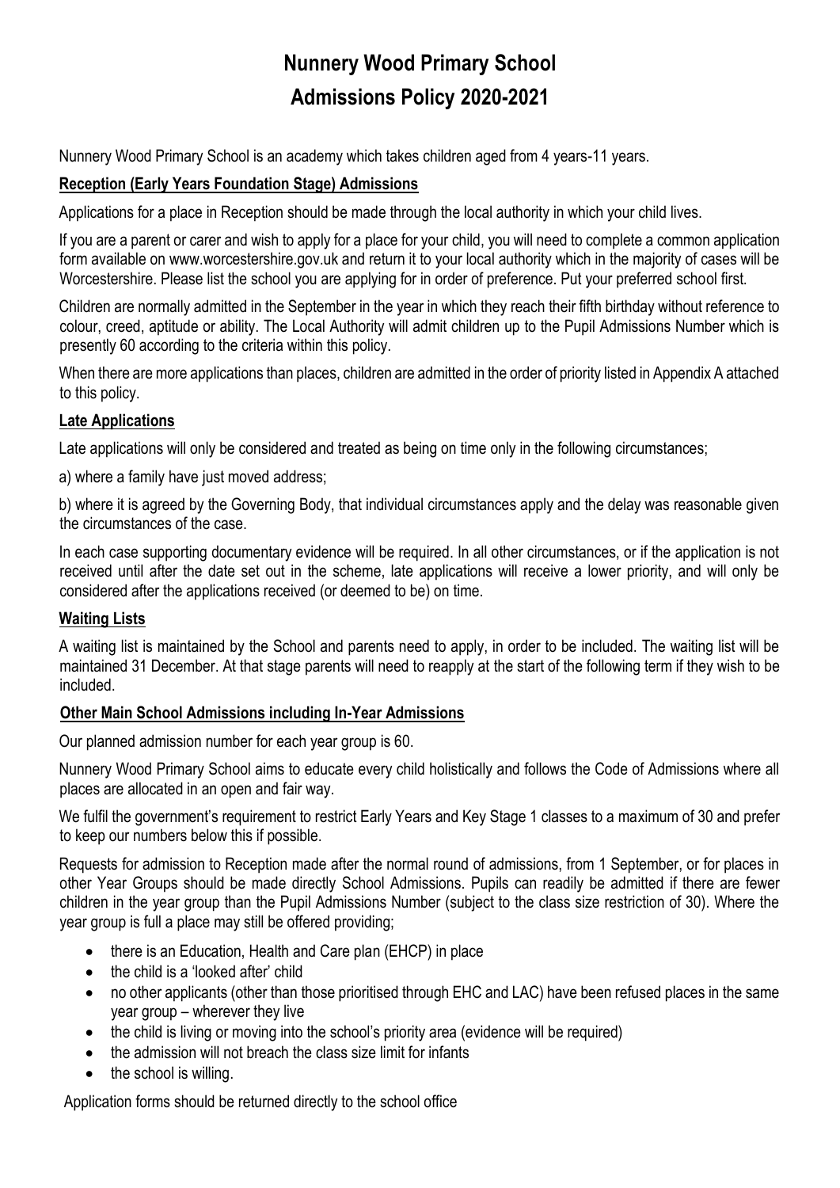# Nunnery Wood Primary School
# Admissions Policy 2020-2021

Nunnery Wood Primary School is an academy which takes children aged from 4 years-11 years.

## Reception (Early Years Foundation Stage) Admissions

Applications for a place in Reception should be made through the local authority in which your child lives.

If you are a parent or carer and wish to apply for a place for your child, you will need to complete a common application form available on www.worcestershire.gov.uk and return it to your local authority which in the majority of cases will be Worcestershire. Please list the school you are applying for in order of preference. Put your preferred school first.

Children are normally admitted in the September in the year in which they reach their fifth birthday without reference to colour, creed, aptitude or ability. The Local Authority will admit children up to the Pupil Admissions Number which is presently 60 according to the criteria within this policy.

When there are more applications than places, children are admitted in the order of priority listed in Appendix A attached to this policy.

## Late Applications

Late applications will only be considered and treated as being on time only in the following circumstances;

a) where a family have just moved address;

b) where it is agreed by the Governing Body, that individual circumstances apply and the delay was reasonable given the circumstances of the case.

In each case supporting documentary evidence will be required. In all other circumstances, or if the application is not received until after the date set out in the scheme, late applications will receive a lower priority, and will only be considered after the applications received (or deemed to be) on time.

## Waiting Lists

A waiting list is maintained by the School and parents need to apply, in order to be included. The waiting list will be maintained 31 December. At that stage parents will need to reapply at the start of the following term if they wish to be included.

## Other Main School Admissions including In-Year Admissions

Our planned admission number for each year group is 60.

Nunnery Wood Primary School aims to educate every child holistically and follows the Code of Admissions where all places are allocated in an open and fair way.

We fulfil the government's requirement to restrict Early Years and Key Stage 1 classes to a maximum of 30 and prefer to keep our numbers below this if possible.

Requests for admission to Reception made after the normal round of admissions, from 1 September, or for places in other Year Groups should be made directly School Admissions. Pupils can readily be admitted if there are fewer children in the year group than the Pupil Admissions Number (subject to the class size restriction of 30). Where the year group is full a place may still be offered providing;

- there is an Education, Health and Care plan (EHCP) in place
- the child is a 'looked after' child
- no other applicants (other than those prioritised through EHC and LAC) have been refused places in the same year group – wherever they live
- the child is living or moving into the school's priority area (evidence will be required)
- the admission will not breach the class size limit for infants
- the school is willing.

Application forms should be returned directly to the school office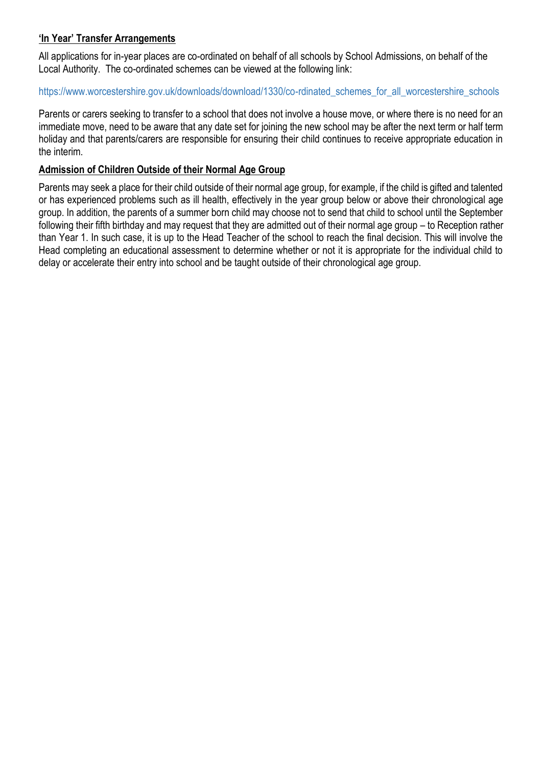**'In Year' Transfer Arrangements**

All applications for in-year places are co-ordinated on behalf of all schools by School Admissions, on behalf of the Local Authority. The co-ordinated schemes can be viewed at the following link:

https://www.worcestershire.gov.uk/downloads/download/1330/co-rdinated_schemes_for_all_worcestershire_schools

Parents or carers seeking to transfer to a school that does not involve a house move, or where there is no need for an immediate move, need to be aware that any date set for joining the new school may be after the next term or half term holiday and that parents/carers are responsible for ensuring their child continues to receive appropriate education in the interim.

**Admission of Children Outside of their Normal Age Group**

Parents may seek a place for their child outside of their normal age group, for example, if the child is gifted and talented or has experienced problems such as ill health, effectively in the year group below or above their chronological age group. In addition, the parents of a summer born child may choose not to send that child to school until the September following their fifth birthday and may request that they are admitted out of their normal age group – to Reception rather than Year 1. In such case, it is up to the Head Teacher of the school to reach the final decision. This will involve the Head completing an educational assessment to determine whether or not it is appropriate for the individual child to delay or accelerate their entry into school and be taught outside of their chronological age group.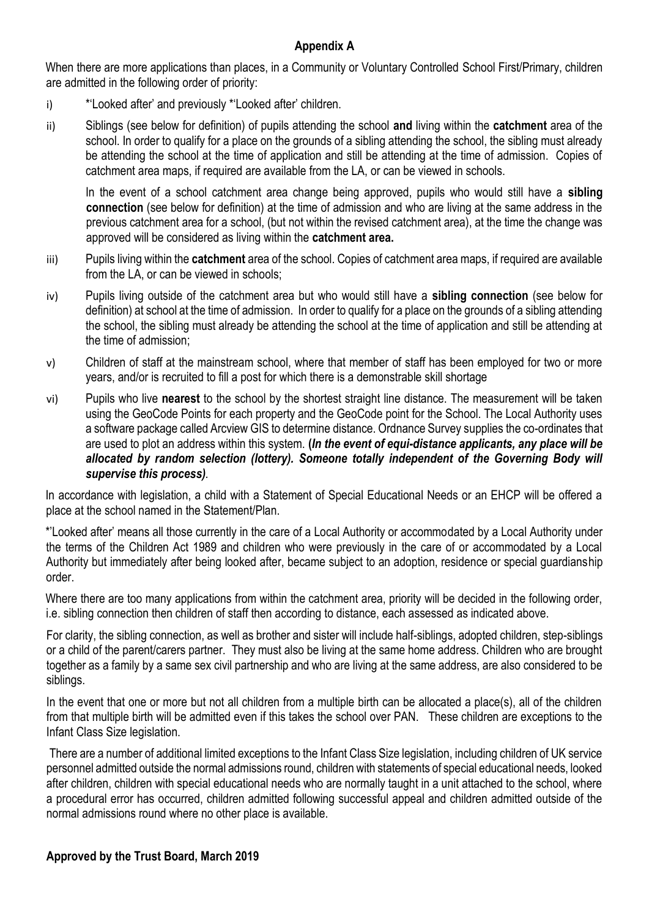## Appendix A

When there are more applications than places, in a Community or Voluntary Controlled School First/Primary, children are admitted in the following order of priority:

i) *'Looked after' and previously *'Looked after' children.

ii) Siblings (see below for definition) of pupils attending the school **and** living within the **catchment** area of the school. In order to qualify for a place on the grounds of a sibling attending the school, the sibling must already be attending the school at the time of application and still be attending at the time of admission. Copies of catchment area maps, if required are available from the LA, or can be viewed in schools.

   In the event of a school catchment area change being approved, pupils who would still have a **sibling connection** (see below for definition) at the time of admission and who are living at the same address in the previous catchment area for a school, (but not within the revised catchment area), at the time the change was approved will be considered as living within the **catchment area.**

iii) Pupils living within the **catchment** area of the school. Copies of catchment area maps, if required are available from the LA, or can be viewed in schools;

iv) Pupils living outside of the catchment area but who would still have a **sibling connection** (see below for definition) at school at the time of admission. In order to qualify for a place on the grounds of a sibling attending the school, the sibling must already be attending the school at the time of application and still be attending at the time of admission;

v) Children of staff at the mainstream school, where that member of staff has been employed for two or more years, and/or is recruited to fill a post for which there is a demonstrable skill shortage

vi) Pupils who live **nearest** to the school by the shortest straight line distance. The measurement will be taken using the GeoCode Points for each property and the GeoCode point for the School. The Local Authority uses a software package called Arcview GIS to determine distance. Ordnance Survey supplies the co-ordinates that are used to plot an address within this system. **(*In the event of equi-distance applicants, any place will be allocated by random selection (lottery). Someone totally independent of the Governing Body will supervise this process)*.**

In accordance with legislation, a child with a Statement of Special Educational Needs or an EHCP will be offered a place at the school named in the Statement/Plan.

*'Looked after' means all those currently in the care of a Local Authority or accommodated by a Local Authority under the terms of the Children Act 1989 and children who were previously in the care of or accommodated by a Local Authority but immediately after being looked after, became subject to an adoption, residence or special guardianship order.

Where there are too many applications from within the catchment area, priority will be decided in the following order, i.e. sibling connection then children of staff then according to distance, each assessed as indicated above.

For clarity, the sibling connection, as well as brother and sister will include half-siblings, adopted children, step-siblings or a child of the parent/carers partner. They must also be living at the same home address. Children who are brought together as a family by a same sex civil partnership and who are living at the same address, are also considered to be siblings.

In the event that one or more but not all children from a multiple birth can be allocated a place(s), all of the children from that multiple birth will be admitted even if this takes the school over PAN. These children are exceptions to the Infant Class Size legislation.

There are a number of additional limited exceptions to the Infant Class Size legislation, including children of UK service personnel admitted outside the normal admissions round, children with statements of special educational needs, looked after children, children with special educational needs who are normally taught in a unit attached to the school, where a procedural error has occurred, children admitted following successful appeal and children admitted outside of the normal admissions round where no other place is available.

**Approved by the Trust Board, March 2019**